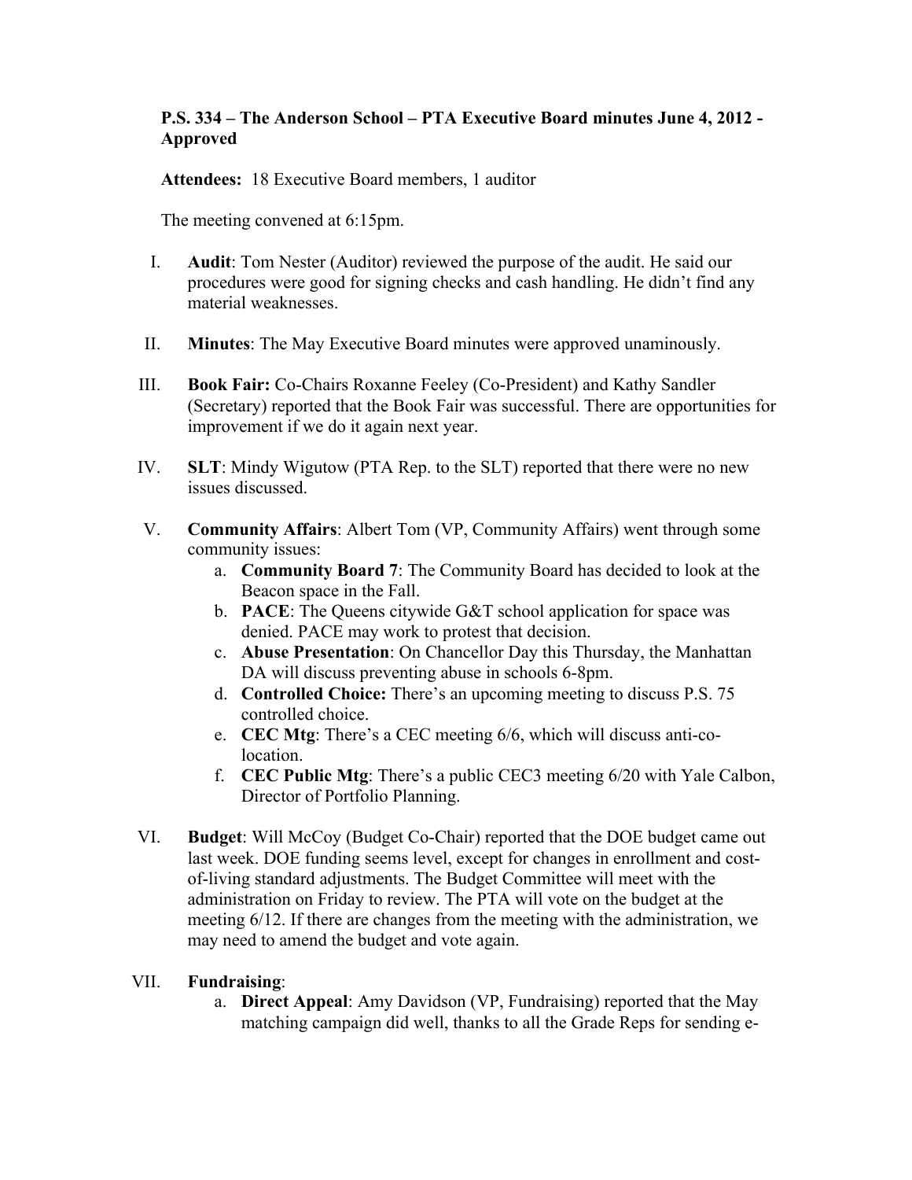**P.S. 334 – The Anderson School – PTA Executive Board minutes June 4, 2012 - Approved**

**Attendees:** 18 Executive Board members, 1 auditor

The meeting convened at 6:15pm.

I. **Audit**: Tom Nester (Auditor) reviewed the purpose of the audit. He said our procedures were good for signing checks and cash handling. He didn't find any material weaknesses.

II. **Minutes**: The May Executive Board minutes were approved unaminously.

III. **Book Fair:** Co-Chairs Roxanne Feeley (Co-President) and Kathy Sandler (Secretary) reported that the Book Fair was successful. There are opportunities for improvement if we do it again next year.

IV. **SLT**: Mindy Wigutow (PTA Rep. to the SLT) reported that there were no new issues discussed.

V. **Community Affairs**: Albert Tom (VP, Community Affairs) went through some community issues:
   a. **Community Board 7**: The Community Board has decided to look at the Beacon space in the Fall.
   b. **PACE**: The Queens citywide G&T school application for space was denied. PACE may work to protest that decision.
   c. **Abuse Presentation**: On Chancellor Day this Thursday, the Manhattan DA will discuss preventing abuse in schools 6-8pm.
   d. **Controlled Choice:** There's an upcoming meeting to discuss P.S. 75 controlled choice.
   e. **CEC Mtg**: There's a CEC meeting 6/6, which will discuss anti-co-location.
   f. **CEC Public Mtg**: There's a public CEC3 meeting 6/20 with Yale Calbon, Director of Portfolio Planning.

VI. **Budget**: Will McCoy (Budget Co-Chair) reported that the DOE budget came out last week. DOE funding seems level, except for changes in enrollment and cost-of-living standard adjustments. The Budget Committee will meet with the administration on Friday to review. The PTA will vote on the budget at the meeting 6/12. If there are changes from the meeting with the administration, we may need to amend the budget and vote again.

VII. **Fundraising**:
   a. **Direct Appeal**: Amy Davidson (VP, Fundraising) reported that the May matching campaign did well, thanks to all the Grade Reps for sending e-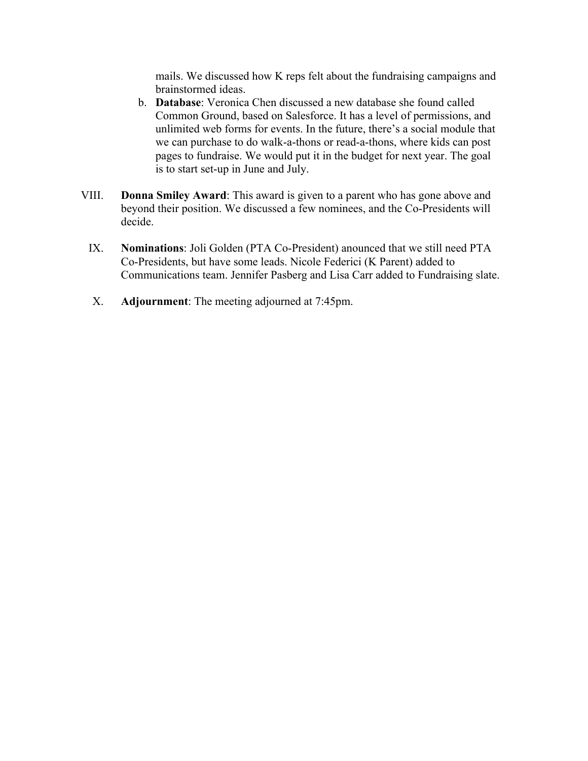mails. We discussed how K reps felt about the fundraising campaigns and brainstormed ideas.

b. **Database**: Veronica Chen discussed a new database she found called Common Ground, based on Salesforce. It has a level of permissions, and unlimited web forms for events. In the future, there's a social module that we can purchase to do walk-a-thons or read-a-thons, where kids can post pages to fundraise. We would put it in the budget for next year. The goal is to start set-up in June and July.

VIII. **Donna Smiley Award**: This award is given to a parent who has gone above and beyond their position. We discussed a few nominees, and the Co-Presidents will decide.

IX. **Nominations**: Joli Golden (PTA Co-President) anounced that we still need PTA Co-Presidents, but have some leads. Nicole Federici (K Parent) added to Communications team. Jennifer Pasberg and Lisa Carr added to Fundraising slate.

X. **Adjournment**: The meeting adjourned at 7:45pm.